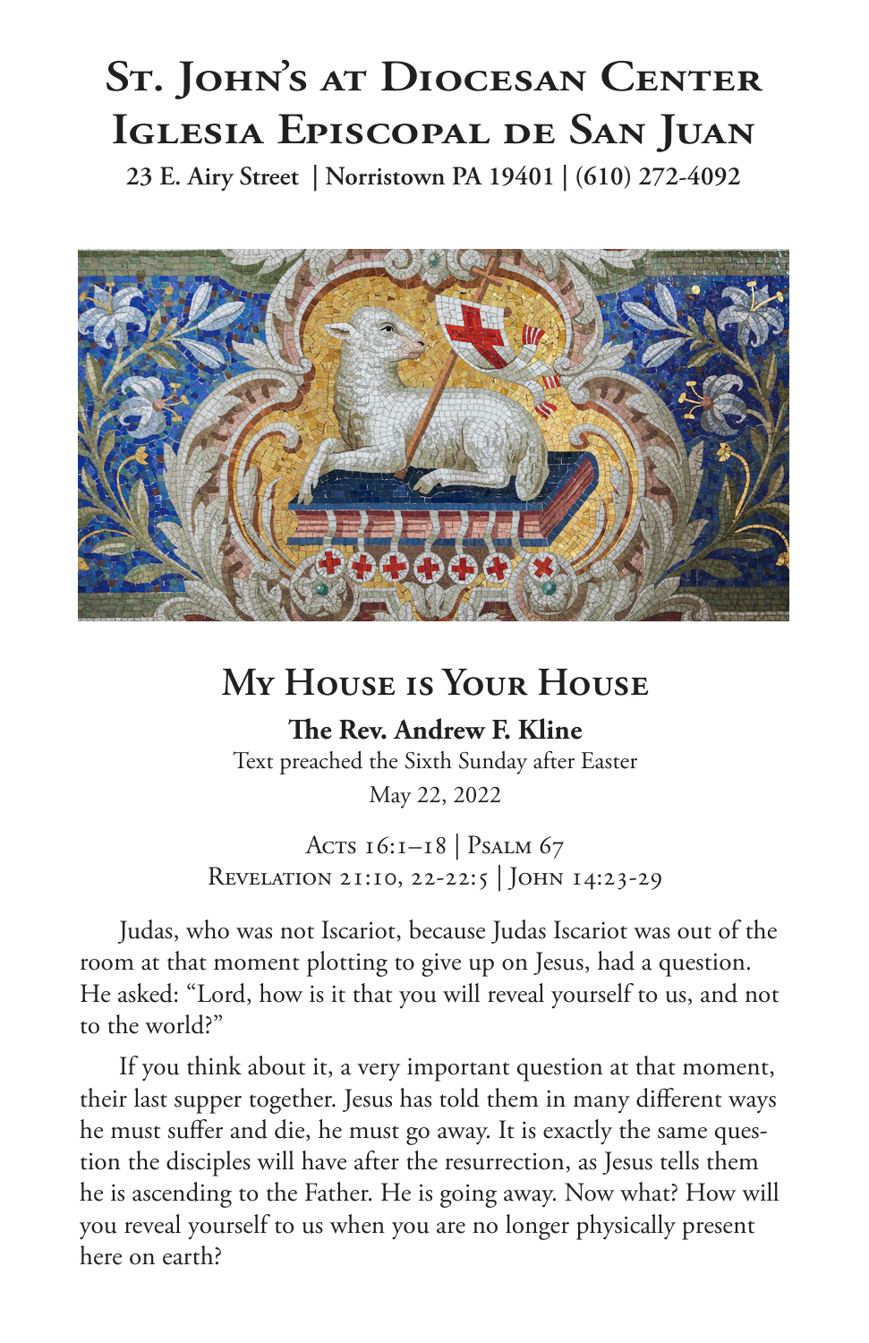# St. John's at Diocesan Center
# Iglesia Episcopal de San Juan

**23 E. Airy Street | Norristown PA 19401 | (610) 272-4092**

## My House is Your House

**The Rev. Andrew F. Kline**

Text preached the Sixth Sunday after Easter

May 22, 2022

Acts 16:1–18 | Psalm 67

Revelation 21:10, 22-22:5 | John 14:23-29

Judas, who was not Iscariot, because Judas Iscariot was out of the room at that moment plotting to give up on Jesus, had a question. He asked: "Lord, how is it that you will reveal yourself to us, and not to the world?"

If you think about it, a very important question at that moment, their last supper together. Jesus has told them in many different ways he must suffer and die, he must go away. It is exactly the same question the disciples will have after the resurrection, as Jesus tells them he is ascending to the Father. He is going away. Now what? How will you reveal yourself to us when you are no longer physically present here on earth?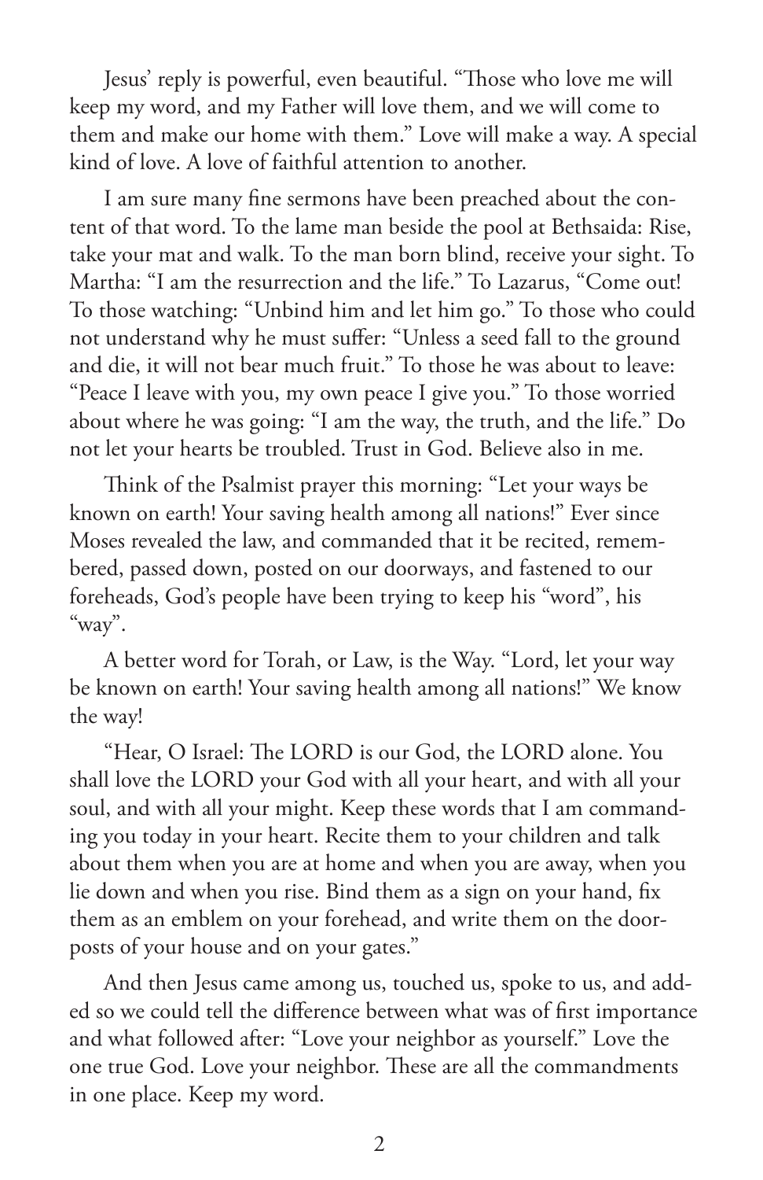Jesus' reply is powerful, even beautiful. "Those who love me will keep my word, and my Father will love them, and we will come to them and make our home with them." Love will make a way. A special kind of love. A love of faithful attention to another.

I am sure many fine sermons have been preached about the content of that word. To the lame man beside the pool at Bethsaida: Rise, take your mat and walk. To the man born blind, receive your sight. To Martha: "I am the resurrection and the life." To Lazarus, "Come out! To those watching: "Unbind him and let him go." To those who could not understand why he must suffer: "Unless a seed fall to the ground and die, it will not bear much fruit." To those he was about to leave: "Peace I leave with you, my own peace I give you." To those worried about where he was going: "I am the way, the truth, and the life." Do not let your hearts be troubled. Trust in God. Believe also in me.

Think of the Psalmist prayer this morning: "Let your ways be known on earth! Your saving health among all nations!" Ever since Moses revealed the law, and commanded that it be recited, remembered, passed down, posted on our doorways, and fastened to our foreheads, God's people have been trying to keep his "word", his "way".

A better word for Torah, or Law, is the Way. "Lord, let your way be known on earth! Your saving health among all nations!" We know the way!

"Hear, O Israel: The LORD is our God, the LORD alone. You shall love the LORD your God with all your heart, and with all your soul, and with all your might. Keep these words that I am commanding you today in your heart. Recite them to your children and talk about them when you are at home and when you are away, when you lie down and when you rise. Bind them as a sign on your hand, fix them as an emblem on your forehead, and write them on the doorposts of your house and on your gates."

And then Jesus came among us, touched us, spoke to us, and added so we could tell the difference between what was of first importance and what followed after: "Love your neighbor as yourself." Love the one true God. Love your neighbor. These are all the commandments in one place. Keep my word.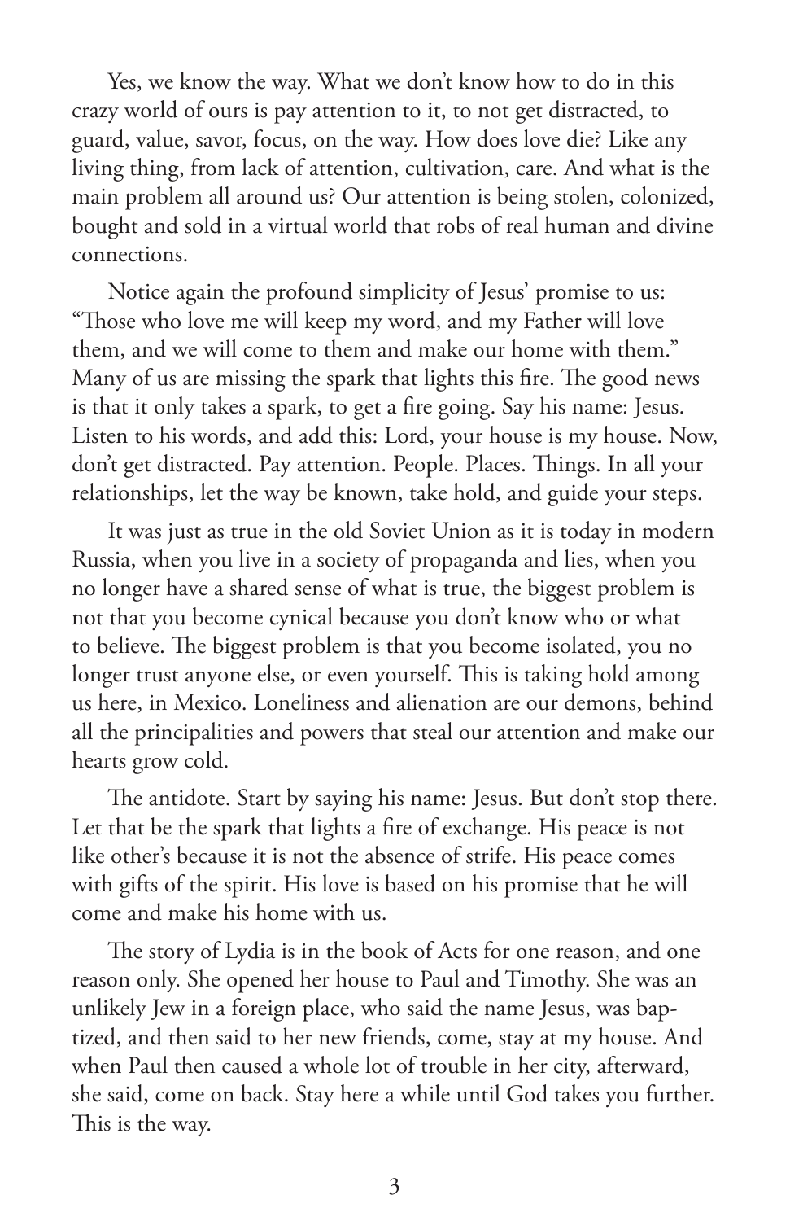Yes, we know the way. What we don't know how to do in this crazy world of ours is pay attention to it, to not get distracted, to guard, value, savor, focus, on the way. How does love die? Like any living thing, from lack of attention, cultivation, care. And what is the main problem all around us? Our attention is being stolen, colonized, bought and sold in a virtual world that robs of real human and divine connections.

Notice again the profound simplicity of Jesus' promise to us: "Those who love me will keep my word, and my Father will love them, and we will come to them and make our home with them." Many of us are missing the spark that lights this fire. The good news is that it only takes a spark, to get a fire going. Say his name: Jesus. Listen to his words, and add this: Lord, your house is my house. Now, don't get distracted. Pay attention. People. Places. Things. In all your relationships, let the way be known, take hold, and guide your steps.

It was just as true in the old Soviet Union as it is today in modern Russia, when you live in a society of propaganda and lies, when you no longer have a shared sense of what is true, the biggest problem is not that you become cynical because you don't know who or what to believe. The biggest problem is that you become isolated, you no longer trust anyone else, or even yourself. This is taking hold among us here, in Mexico. Loneliness and alienation are our demons, behind all the principalities and powers that steal our attention and make our hearts grow cold.

The antidote. Start by saying his name: Jesus. But don't stop there. Let that be the spark that lights a fire of exchange. His peace is not like other's because it is not the absence of strife. His peace comes with gifts of the spirit. His love is based on his promise that he will come and make his home with us.

The story of Lydia is in the book of Acts for one reason, and one reason only. She opened her house to Paul and Timothy. She was an unlikely Jew in a foreign place, who said the name Jesus, was baptized, and then said to her new friends, come, stay at my house. And when Paul then caused a whole lot of trouble in her city, afterward, she said, come on back. Stay here a while until God takes you further. This is the way.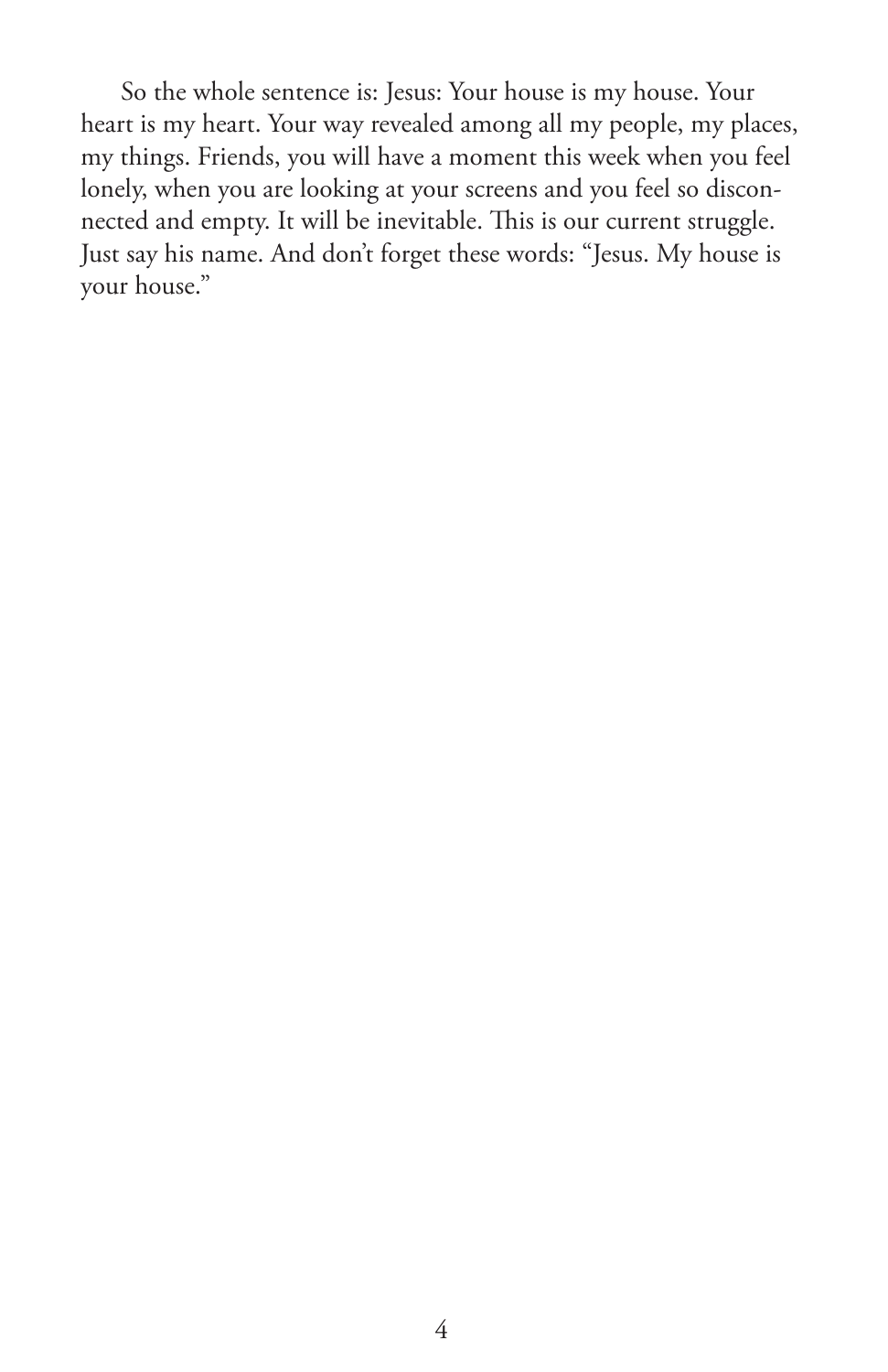So the whole sentence is: Jesus: Your house is my house. Your heart is my heart. Your way revealed among all my people, my places, my things. Friends, you will have a moment this week when you feel lonely, when you are looking at your screens and you feel so disconnected and empty. It will be inevitable. This is our current struggle. Just say his name. And don't forget these words: "Jesus. My house is your house."